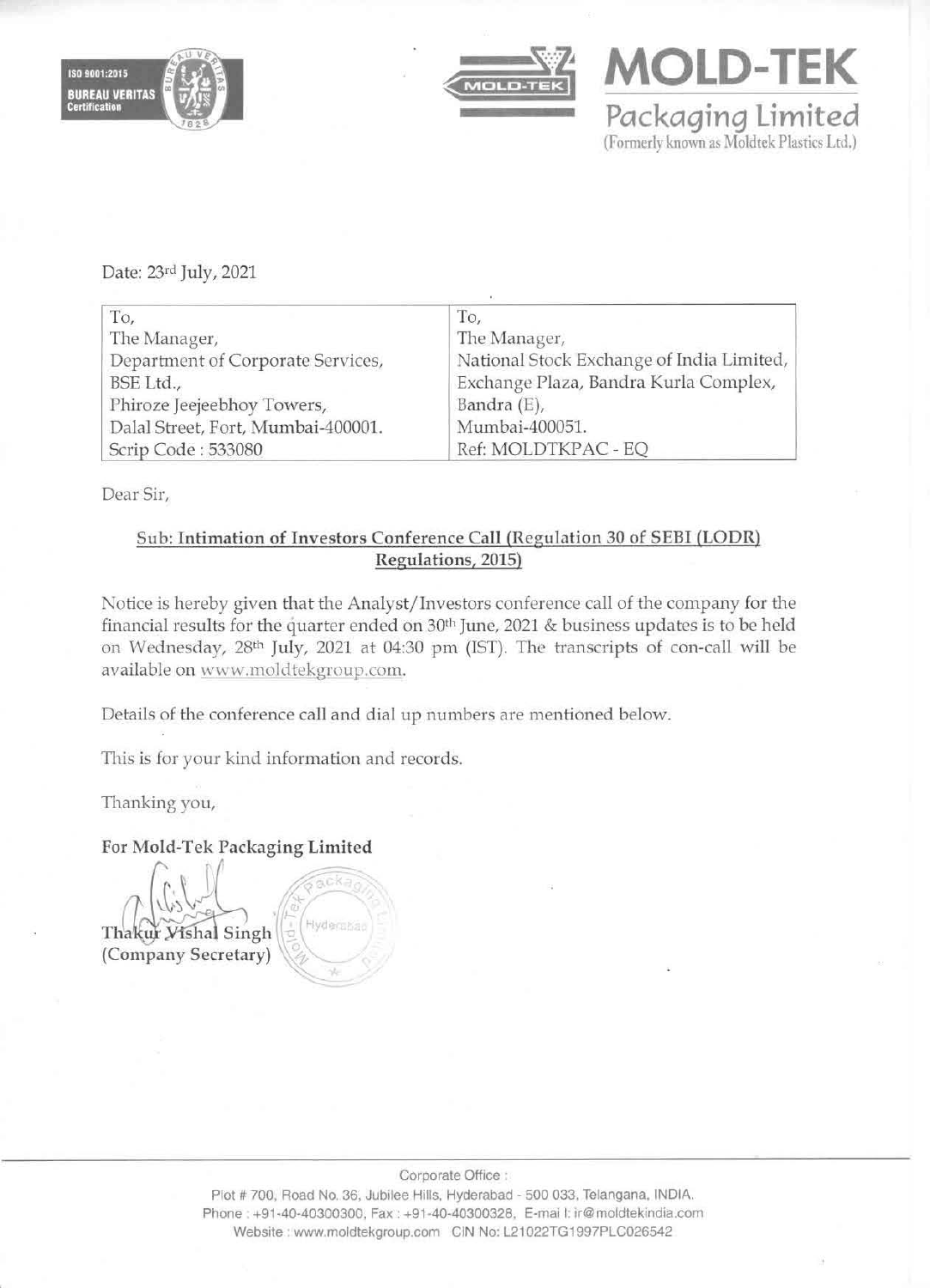**MOLD-TEK**

**Packaging Limited**

(Formerly known as Moldtek Plastics Ltd.)

Date: 23rd July, 2021

| To, | To, |
|---|---|
| The Manager, | The Manager, |
| Department of Corporate Services, | National Stock Exchange of India Limited, |
| BSE Ltd., | Exchange Plaza, Bandra Kurla Complex, |
| Phiroze Jeejeebhoy Towers, | Bandra (E), |
| Dalal Street, Fort, Mumbai-400001. | Mumbai-400051. |
| Scrip Code : 533080 | Ref: MOLDTKPAC - EQ |

Dear Sir,

**Sub: Intimation of Investors Conference Call (Regulation 30 of SEBI (LODR) Regulations, 2015)**

Notice is hereby given that the Analyst/Investors conference call of the company for the financial results for the quarter ended on 30th June, 2021 & business updates is to be held on Wednesday, 28th July, 2021 at 04:30 pm (IST). The transcripts of con-call will be available on www.moldtekgroup.com.

Details of the conference call and dial up numbers are mentioned below.

This is for your kind information and records.

Thanking you,

**For Mold-Tek Packaging Limited**

Thakur Vishal Singh
(Company Secretary)

Corporate Office :
Plot # 700, Road No. 36, Jubilee Hills, Hyderabad - 500 033, Telangana, INDIA.
Phone : +91-40-40300300, Fax : +91-40-40300328, E-mail: ir@moldtekindia.com
Website : www.moldtekgroup.com CIN No: L21022TG1997PLC026542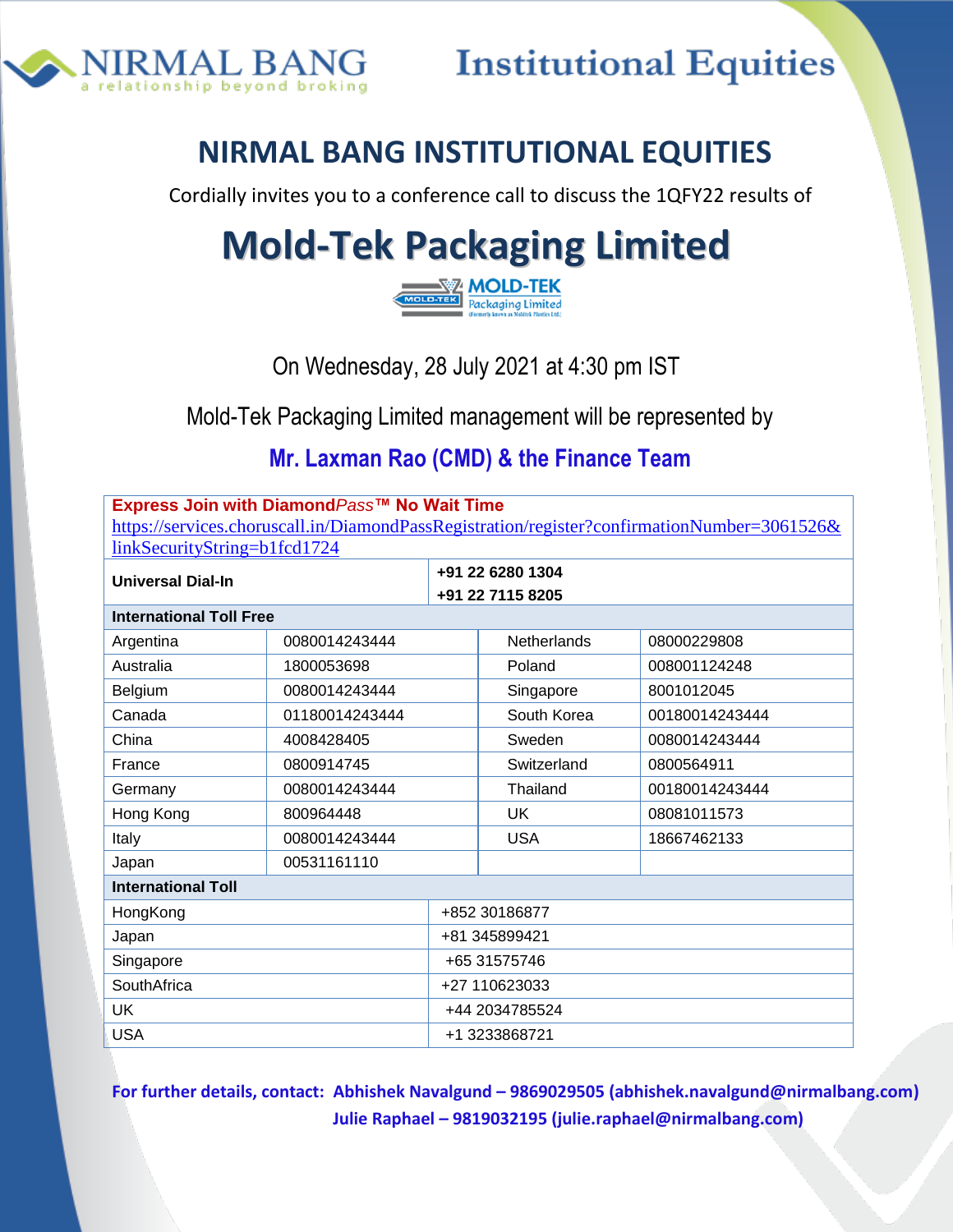NIRMAL BANG
a relationship beyond broking

Institutional Equities

# NIRMAL BANG INSTITUTIONAL EQUITIES

Cordially invites you to a conference call to discuss the 1QFY22 results of

# Mold-Tek Packaging Limited

MOLD-TEK Packaging Limited

On Wednesday, 28 July 2021 at 4:30 pm IST

Mold-Tek Packaging Limited management will be represented by

## Mr. Laxman Rao (CMD) & the Finance Team

**Express Join with Diamond*Pass*™ No Wait Time**
https://services.choruscall.in/DiamondPassRegistration/register?confirmationNumber=3061526&linkSecurityString=b1fcd1724

| | | | |
|---|---|---|---|
| **Universal Dial-In** | **+91 22 6280 1304**<br>**+91 22 7115 8205** | | |
| **International Toll Free** | | | |
| Argentina | 0080014243444 | Netherlands | 08000229808 |
| Australia | 1800053698 | Poland | 008001124248 |
| Belgium | 0080014243444 | Singapore | 8001012045 |
| Canada | 01180014243444 | South Korea | 00180014243444 |
| China | 4008428405 | Sweden | 0080014243444 |
| France | 0800914745 | Switzerland | 0800564911 |
| Germany | 0080014243444 | Thailand | 00180014243444 |
| Hong Kong | 800964448 | UK | 08081011573 |
| Italy | 0080014243444 | USA | 18667462133 |
| Japan | 00531161110 | | |
| **International Toll** | | | |
| HongKong | +852 30186877 | | |
| Japan | +81 345899421 | | |
| Singapore | +65 31575746 | | |
| SouthAfrica | +27 110623033 | | |
| UK | +44 2034785524 | | |
| USA | +1 3233868721 | | |

**For further details, contact: Abhishek Navalgund – 9869029505 (abhishek.navalgund@nirmalbang.com)**
**Julie Raphael – 9819032195 (julie.raphael@nirmalbang.com)**